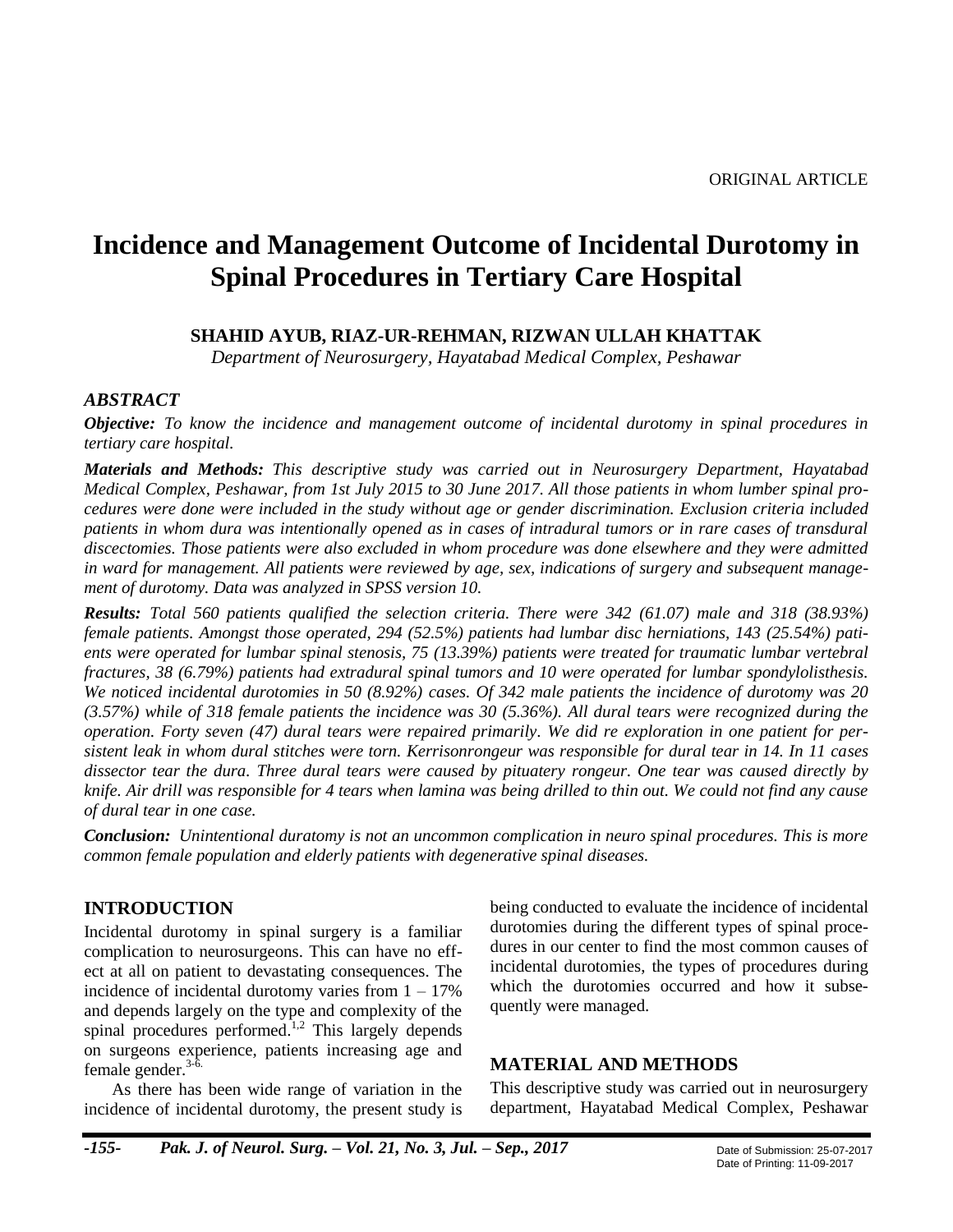ORIGINAL ARTICLE

# Incidence and Management Outcome of Incidental Durotomy in Spinal Procedures in Tertiary Care Hospital

**SHAHID AYUB, RIAZ-UR-REHMAN, RIZWAN ULLAH KHATTAK**

*Department of Neurosurgery, Hayatabad Medical Complex, Peshawar*

## *ABSTRACT*

***Objective:*** *To know the incidence and management outcome of incidental durotomy in spinal procedures in tertiary care hospital.*

***Materials and Methods:*** *This descriptive study was carried out in Neurosurgery Department, Hayatabad Medical Complex, Peshawar, from 1st July 2015 to 30 June 2017. All those patients in whom lumber spinal procedures were done were included in the study without age or gender discrimination. Exclusion criteria included patients in whom dura was intentionally opened as in cases of intradural tumors or in rare cases of transdural discectomies. Those patients were also excluded in whom procedure was done elsewhere and they were admitted in ward for management. All patients were reviewed by age, sex, indications of surgery and subsequent management of durotomy. Data was analyzed in SPSS version 10.*

***Results:*** *Total 560 patients qualified the selection criteria. There were 342 (61.07) male and 318 (38.93%) female patients. Amongst those operated, 294 (52.5%) patients had lumbar disc herniations, 143 (25.54%) patients were operated for lumbar spinal stenosis, 75 (13.39%) patients were treated for traumatic lumbar vertebral fractures, 38 (6.79%) patients had extradural spinal tumors and 10 were operated for lumbar spondylolisthesis. We noticed incidental durotomies in 50 (8.92%) cases. Of 342 male patients the incidence of durotomy was 20 (3.57%) while of 318 female patients the incidence was 30 (5.36%). All dural tears were recognized during the operation. Forty seven (47) dural tears were repaired primarily. We did re exploration in one patient for persistent leak in whom dural stitches were torn. Kerrisonrongeur was responsible for dural tear in 14. In 11 cases dissector tear the dura. Three dural tears were caused by pituatery rongeur. One tear was caused directly by knife. Air drill was responsible for 4 tears when lamina was being drilled to thin out. We could not find any cause of dural tear in one case.*

***Conclusion:*** *Unintentional duratomy is not an uncommon complication in neuro spinal procedures. This is more common female population and elderly patients with degenerative spinal diseases.*

## INTRODUCTION

Incidental durotomy in spinal surgery is a familiar complication to neurosurgeons. This can have no effect at all on patient to devastating consequences. The incidence of incidental durotomy varies from 1 – 17% and depends largely on the type and complexity of the spinal procedures performed.[1,2] This largely depends on surgeons experience, patients increasing age and female gender.[3-6.]

As there has been wide range of variation in the incidence of incidental durotomy, the present study is being conducted to evaluate the incidence of incidental durotomies during the different types of spinal procedures in our center to find the most common causes of incidental durotomies, the types of procedures during which the durotomies occurred and how it subsequently were managed.

## MATERIAL AND METHODS

This descriptive study was carried out in neurosurgery department, Hayatabad Medical Complex, Peshawar

Date of Submission: 25-07-2017
Date of Printing: 11-09-2017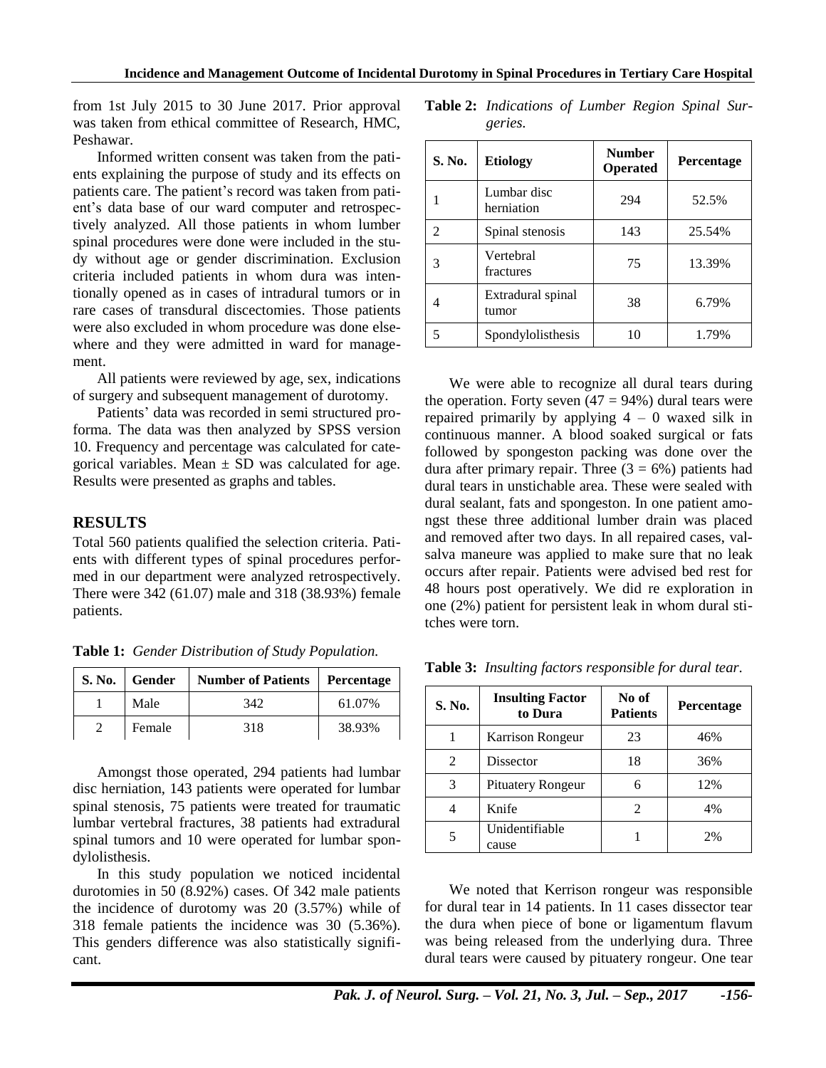from 1st July 2015 to 30 June 2017. Prior approval was taken from ethical committee of Research, HMC, Peshawar.

Informed written consent was taken from the patients explaining the purpose of study and its effects on patients care. The patient's record was taken from patient's data base of our ward computer and retrospectively analyzed. All those patients in whom lumber spinal procedures were done were included in the study without age or gender discrimination. Exclusion criteria included patients in whom dura was intentionally opened as in cases of intradural tumors or in rare cases of transdural discectomies. Those patients were also excluded in whom procedure was done elsewhere and they were admitted in ward for management.

All patients were reviewed by age, sex, indications of surgery and subsequent management of durotomy.

Patients' data was recorded in semi structured proforma. The data was then analyzed by SPSS version 10. Frequency and percentage was calculated for categorical variables. Mean ± SD was calculated for age. Results were presented as graphs and tables.

## RESULTS

Total 560 patients qualified the selection criteria. Patients with different types of spinal procedures performed in our department were analyzed retrospectively. There were 342 (61.07) male and 318 (38.93%) female patients.

**Table 1:** *Gender Distribution of Study Population.*

| S. No. | Gender | Number of Patients | Percentage |
|---|---|---|---|
| 1 | Male | 342 | 61.07% |
| 2 | Female | 318 | 38.93% |

Amongst those operated, 294 patients had lumbar disc herniation, 143 patients were operated for lumbar spinal stenosis, 75 patients were treated for traumatic lumbar vertebral fractures, 38 patients had extradural spinal tumors and 10 were operated for lumbar spondylolisthesis.

In this study population we noticed incidental durotomies in 50 (8.92%) cases. Of 342 male patients the incidence of durotomy was 20 (3.57%) while of 318 female patients the incidence was 30 (5.36%). This genders difference was also statistically significant.

**Table 2:** *Indications of Lumber Region Spinal Surgeries.*

| S. No. | Etiology | Number Operated | Percentage |
|---|---|---|---|
| 1 | Lumbar disc herniation | 294 | 52.5% |
| 2 | Spinal stenosis | 143 | 25.54% |
| 3 | Vertebral fractures | 75 | 13.39% |
| 4 | Extradural spinal tumor | 38 | 6.79% |
| 5 | Spondylolisthesis | 10 | 1.79% |

We were able to recognize all dural tears during the operation. Forty seven (47 = 94%) dural tears were repaired primarily by applying 4 – 0 waxed silk in continuous manner. A blood soaked surgical or fats followed by spongeston packing was done over the dura after primary repair. Three (3 = 6%) patients had dural tears in unstichable area. These were sealed with dural sealant, fats and spongeston. In one patient amongst these three additional lumber drain was placed and removed after two days. In all repaired cases, valsalva maneure was applied to make sure that no leak occurs after repair. Patients were advised bed rest for 48 hours post operatively. We did re exploration in one (2%) patient for persistent leak in whom dural stitches were torn.

**Table 3:** *Insulting factors responsible for dural tear.*

| S. No. | Insulting Factor to Dura | No of Patients | Percentage |
|---|---|---|---|
| 1 | Karrison Rongeur | 23 | 46% |
| 2 | Dissector | 18 | 36% |
| 3 | Pituatery Rongeur | 6 | 12% |
| 4 | Knife | 2 | 4% |
| 5 | Unidentifiable cause | 1 | 2% |

We noted that Kerrison rongeur was responsible for dural tear in 14 patients. In 11 cases dissector tear the dura when piece of bone or ligamentum flavum was being released from the underlying dura. Three dural tears were caused by pituatery rongeur. One tear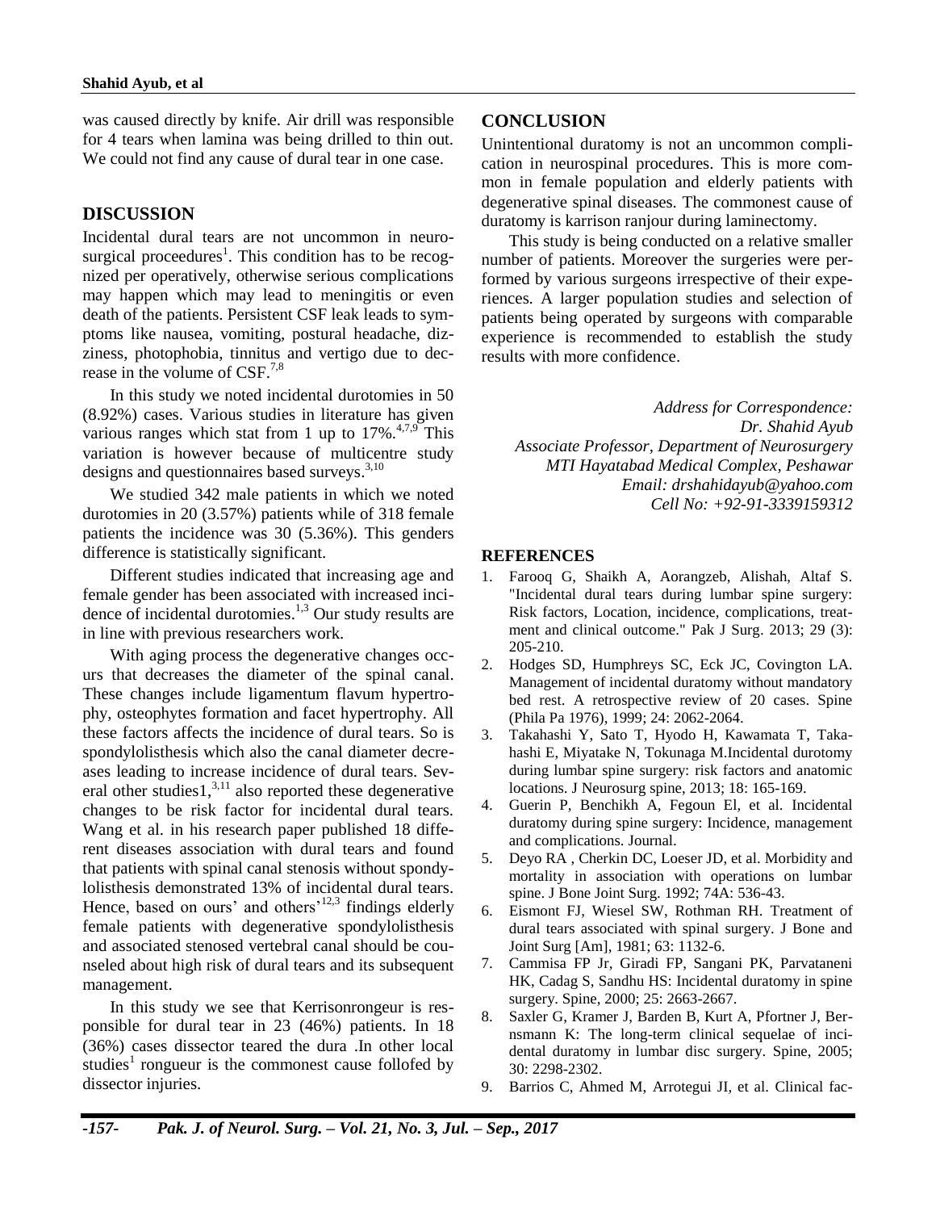was caused directly by knife. Air drill was responsible for 4 tears when lamina was being drilled to thin out. We could not find any cause of dural tear in one case.

## DISCUSSION

Incidental dural tears are not uncommon in neurosurgical proceedures[1]. This condition has to be recognized per operatively, otherwise serious complications may happen which may lead to meningitis or even death of the patients. Persistent CSF leak leads to symptoms like nausea, vomiting, postural headache, dizziness, photophobia, tinnitus and vertigo due to decrease in the volume of CSF.[7,8]

In this study we noted incidental durotomies in 50 (8.92%) cases. Various studies in literature has given various ranges which stat from 1 up to 17%.[4,7,9] This variation is however because of multicentre study designs and questionnaires based surveys.[3,10]

We studied 342 male patients in which we noted durotomies in 20 (3.57%) patients while of 318 female patients the incidence was 30 (5.36%). This genders difference is statistically significant.

Different studies indicated that increasing age and female gender has been associated with increased incidence of incidental durotomies.[1,3] Our study results are in line with previous researchers work.

With aging process the degenerative changes occurs that decreases the diameter of the spinal canal. These changes include ligamentum flavum hypertrophy, osteophytes formation and facet hypertrophy. All these factors affects the incidence of dural tears. So is spondylolisthesis which also the canal diameter decreases leading to increase incidence of dural tears. Several other studies1,[3,11] also reported these degenerative changes to be risk factor for incidental dural tears. Wang et al. in his research paper published 18 different diseases association with dural tears and found that patients with spinal canal stenosis without spondylolisthesis demonstrated 13% of incidental dural tears. Hence, based on ours' and others'[12,3] findings elderly female patients with degenerative spondylolisthesis and associated stenosed vertebral canal should be counseled about high risk of dural tears and its subsequent management.

In this study we see that Kerrisonrongeur is responsible for dural tear in 23 (46%) patients. In 18 (36%) cases dissector teared the dura .In other local studies[1] rongueur is the commonest cause follofed by dissector injuries.

## CONCLUSION

Unintentional duratomy is not an uncommon complication in neurospinal procedures. This is more common in female population and elderly patients with degenerative spinal diseases. The commonest cause of duratomy is karrison ranjour during laminectomy.

This study is being conducted on a relative smaller number of patients. Moreover the surgeries were performed by various surgeons irrespective of their experiences. A larger population studies and selection of patients being operated by surgeons with comparable experience is recommended to establish the study results with more confidence.

*Address for Correspondence:*
*Dr. Shahid Ayub*
*Associate Professor, Department of Neurosurgery*
*MTI Hayatabad Medical Complex, Peshawar*
*Email: drshahidayub@yahoo.com*
*Cell No: +92-91-3339159312*

## REFERENCES

1. Farooq G, Shaikh A, Aorangzeb, Alishah, Altaf S. "Incidental dural tears during lumbar spine surgery: Risk factors, Location, incidence, complications, treatment and clinical outcome." Pak J Surg. 2013; 29 (3): 205-210.
2. Hodges SD, Humphreys SC, Eck JC, Covington LA. Management of incidental duratomy without mandatory bed rest. A retrospective review of 20 cases. Spine (Phila Pa 1976), 1999; 24: 2062-2064.
3. Takahashi Y, Sato T, Hyodo H, Kawamata T, Takahashi E, Miyatake N, Tokunaga M.Incidental durotomy during lumbar spine surgery: risk factors and anatomic locations. J Neurosurg spine, 2013; 18: 165-169.
4. Guerin P, Benchikh A, Fegoun El, et al. Incidental duratomy during spine surgery: Incidence, management and complications. Journal.
5. Deyo RA , Cherkin DC, Loeser JD, et al. Morbidity and mortality in association with operations on lumbar spine. J Bone Joint Surg. 1992; 74A: 536-43.
6. Eismont FJ, Wiesel SW, Rothman RH. Treatment of dural tears associated with spinal surgery. J Bone and Joint Surg [Am], 1981; 63: 1132-6.
7. Cammisa FP Jr, Giradi FP, Sangani PK, Parvataneni HK, Cadag S, Sandhu HS: Incidental duratomy in spine surgery. Spine, 2000; 25: 2663-2667.
8. Saxler G, Kramer J, Barden B, Kurt A, Pfortner J, Bernsmann K: The long-term clinical sequelae of incidental duratomy in lumbar disc surgery. Spine, 2005; 30: 2298-2302.
9. Barrios C, Ahmed M, Arrotegui JI, et al. Clinical fac-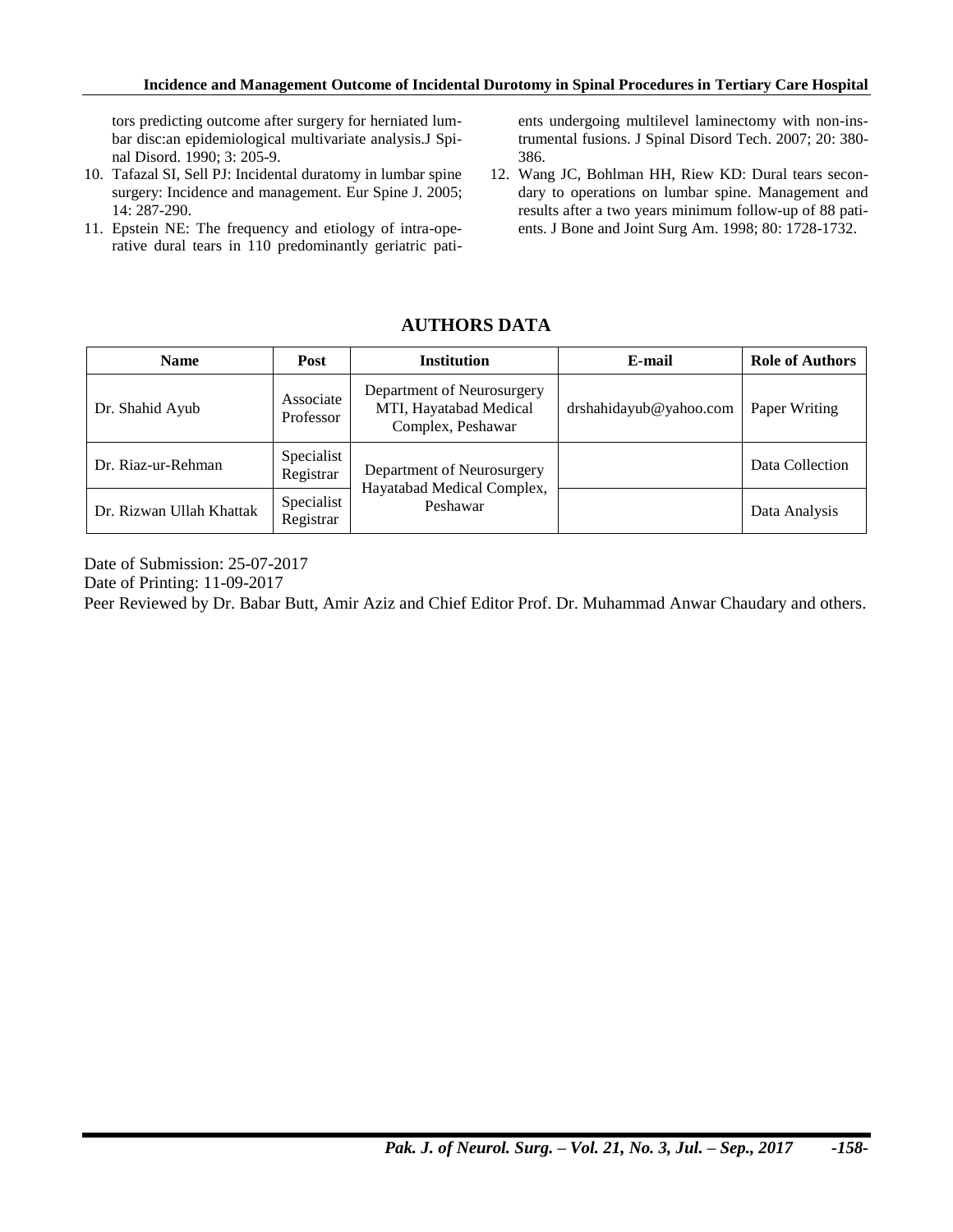tors predicting outcome after surgery for herniated lumbar disc:an epidemiological multivariate analysis.J Spinal Disord. 1990; 3: 205-9.

10. Tafazal SI, Sell PJ: Incidental duratomy in lumbar spine surgery: Incidence and management. Eur Spine J. 2005; 14: 287-290.
11. Epstein NE: The frequency and etiology of intra-operative dural tears in 110 predominantly geriatric patients undergoing multilevel laminectomy with non-instrumental fusions. J Spinal Disord Tech. 2007; 20: 380-386.
12. Wang JC, Bohlman HH, Riew KD: Dural tears secondary to operations on lumbar spine. Management and results after a two years minimum follow-up of 88 patients. J Bone and Joint Surg Am. 1998; 80: 1728-1732.

## AUTHORS DATA

| Name | Post | Institution | E-mail | Role of Authors |
|---|---|---|---|---|
| Dr. Shahid Ayub | Associate Professor | Department of Neurosurgery MTI, Hayatabad Medical Complex, Peshawar | drshahidayub@yahoo.com | Paper Writing |
| Dr. Riaz-ur-Rehman | Specialist Registrar | Department of Neurosurgery Hayatabad Medical Complex, Peshawar | | Data Collection |
| Dr. Rizwan Ullah Khattak | Specialist Registrar | | | Data Analysis |

Date of Submission: 25-07-2017

Date of Printing: 11-09-2017

Peer Reviewed by Dr. Babar Butt, Amir Aziz and Chief Editor Prof. Dr. Muhammad Anwar Chaudary and others.